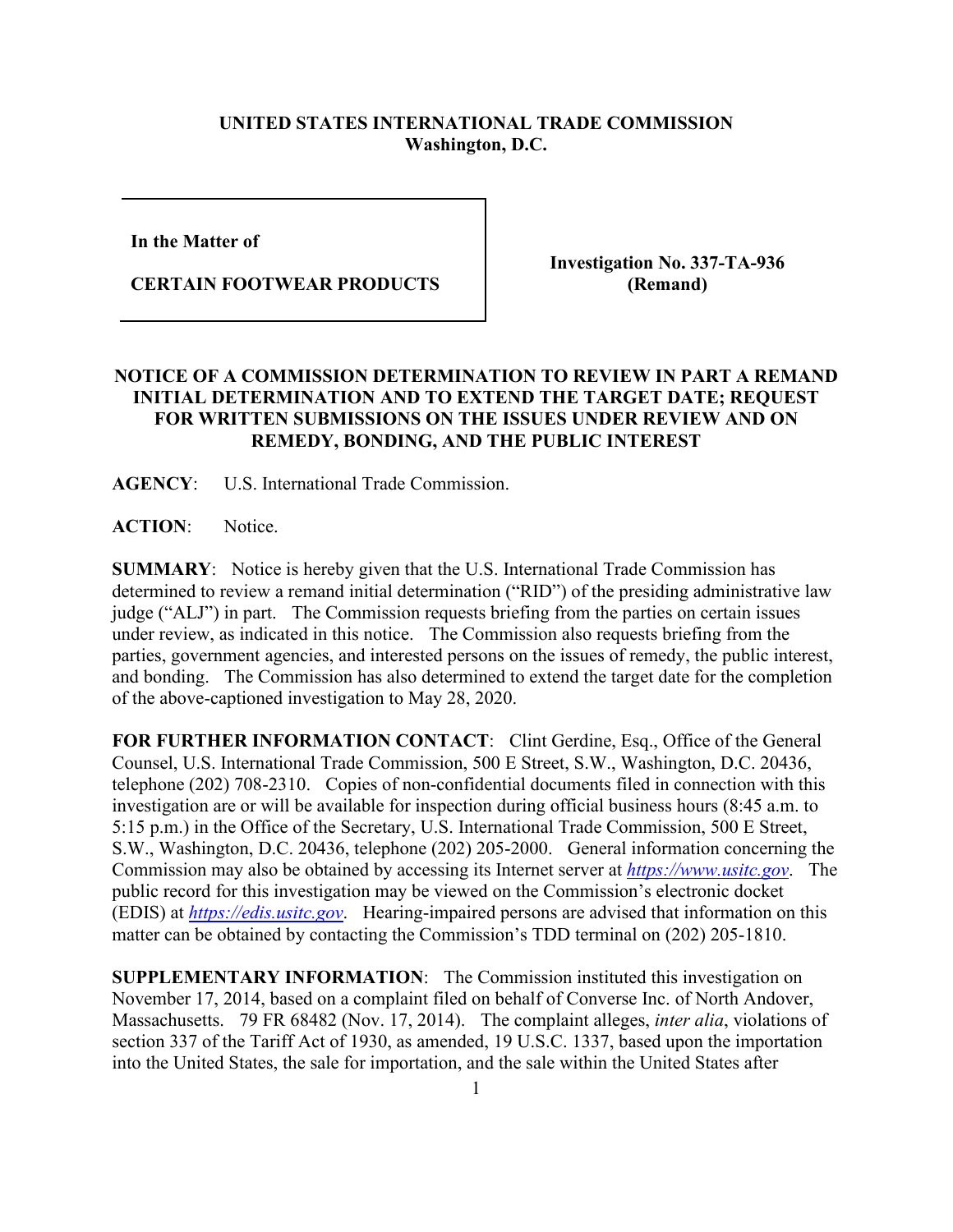**UNITED STATES INTERNATIONAL TRADE COMMISSION**
**Washington, D.C.**

| | |
|---|---|
| **In the Matter of**<br><br>**CERTAIN FOOTWEAR PRODUCTS** | **Investigation No. 337-TA-936 (Remand)** |

**NOTICE OF A COMMISSION DETERMINATION TO REVIEW IN PART A REMAND INITIAL DETERMINATION AND TO EXTEND THE TARGET DATE; REQUEST FOR WRITTEN SUBMISSIONS ON THE ISSUES UNDER REVIEW AND ON REMEDY, BONDING, AND THE PUBLIC INTEREST**

**AGENCY**: U.S. International Trade Commission.

**ACTION**: Notice.

**SUMMARY**: Notice is hereby given that the U.S. International Trade Commission has determined to review a remand initial determination ("RID") of the presiding administrative law judge ("ALJ") in part. The Commission requests briefing from the parties on certain issues under review, as indicated in this notice. The Commission also requests briefing from the parties, government agencies, and interested persons on the issues of remedy, the public interest, and bonding. The Commission has also determined to extend the target date for the completion of the above-captioned investigation to May 28, 2020.

**FOR FURTHER INFORMATION CONTACT**: Clint Gerdine, Esq., Office of the General Counsel, U.S. International Trade Commission, 500 E Street, S.W., Washington, D.C. 20436, telephone (202) 708-2310. Copies of non-confidential documents filed in connection with this investigation are or will be available for inspection during official business hours (8:45 a.m. to 5:15 p.m.) in the Office of the Secretary, U.S. International Trade Commission, 500 E Street, S.W., Washington, D.C. 20436, telephone (202) 205-2000. General information concerning the Commission may also be obtained by accessing its Internet server at *https://www.usitc.gov*. The public record for this investigation may be viewed on the Commission's electronic docket (EDIS) at *https://edis.usitc.gov*. Hearing-impaired persons are advised that information on this matter can be obtained by contacting the Commission's TDD terminal on (202) 205-1810.

**SUPPLEMENTARY INFORMATION**: The Commission instituted this investigation on November 17, 2014, based on a complaint filed on behalf of Converse Inc. of North Andover, Massachusetts. 79 FR 68482 (Nov. 17, 2014). The complaint alleges, *inter alia*, violations of section 337 of the Tariff Act of 1930, as amended, 19 U.S.C. 1337, based upon the importation into the United States, the sale for importation, and the sale within the United States after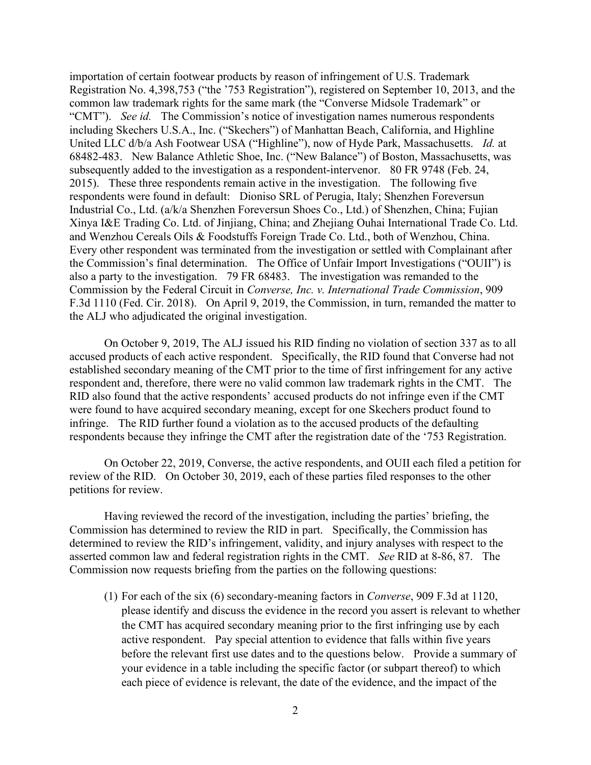importation of certain footwear products by reason of infringement of U.S. Trademark Registration No. 4,398,753 ("the '753 Registration"), registered on September 10, 2013, and the common law trademark rights for the same mark (the "Converse Midsole Trademark" or "CMT"). *See id.* The Commission's notice of investigation names numerous respondents including Skechers U.S.A., Inc. ("Skechers") of Manhattan Beach, California, and Highline United LLC d/b/a Ash Footwear USA ("Highline"), now of Hyde Park, Massachusetts. *Id.* at 68482-483. New Balance Athletic Shoe, Inc. ("New Balance") of Boston, Massachusetts, was subsequently added to the investigation as a respondent-intervenor. 80 FR 9748 (Feb. 24, 2015). These three respondents remain active in the investigation. The following five respondents were found in default: Dioniso SRL of Perugia, Italy; Shenzhen Foreversun Industrial Co., Ltd. (a/k/a Shenzhen Foreversun Shoes Co., Ltd.) of Shenzhen, China; Fujian Xinya I&E Trading Co. Ltd. of Jinjiang, China; and Zhejiang Ouhai International Trade Co. Ltd. and Wenzhou Cereals Oils & Foodstuffs Foreign Trade Co. Ltd., both of Wenzhou, China. Every other respondent was terminated from the investigation or settled with Complainant after the Commission's final determination. The Office of Unfair Import Investigations ("OUII") is also a party to the investigation. 79 FR 68483. The investigation was remanded to the Commission by the Federal Circuit in *Converse, Inc. v. International Trade Commission*, 909 F.3d 1110 (Fed. Cir. 2018). On April 9, 2019, the Commission, in turn, remanded the matter to the ALJ who adjudicated the original investigation.

On October 9, 2019, The ALJ issued his RID finding no violation of section 337 as to all accused products of each active respondent. Specifically, the RID found that Converse had not established secondary meaning of the CMT prior to the time of first infringement for any active respondent and, therefore, there were no valid common law trademark rights in the CMT. The RID also found that the active respondents' accused products do not infringe even if the CMT were found to have acquired secondary meaning, except for one Skechers product found to infringe. The RID further found a violation as to the accused products of the defaulting respondents because they infringe the CMT after the registration date of the '753 Registration.

On October 22, 2019, Converse, the active respondents, and OUII each filed a petition for review of the RID. On October 30, 2019, each of these parties filed responses to the other petitions for review.

Having reviewed the record of the investigation, including the parties' briefing, the Commission has determined to review the RID in part. Specifically, the Commission has determined to review the RID's infringement, validity, and injury analyses with respect to the asserted common law and federal registration rights in the CMT. *See* RID at 8-86, 87. The Commission now requests briefing from the parties on the following questions:

(1) For each of the six (6) secondary-meaning factors in *Converse*, 909 F.3d at 1120, please identify and discuss the evidence in the record you assert is relevant to whether the CMT has acquired secondary meaning prior to the first infringing use by each active respondent. Pay special attention to evidence that falls within five years before the relevant first use dates and to the questions below. Provide a summary of your evidence in a table including the specific factor (or subpart thereof) to which each piece of evidence is relevant, the date of the evidence, and the impact of the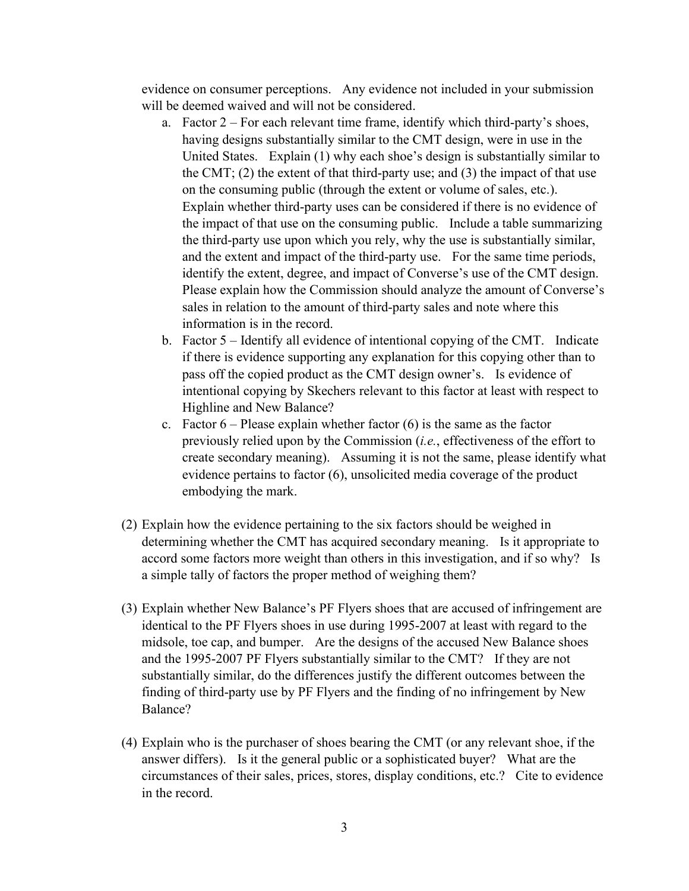evidence on consumer perceptions. Any evidence not included in your submission will be deemed waived and will not be considered.

a. Factor 2 – For each relevant time frame, identify which third-party's shoes, having designs substantially similar to the CMT design, were in use in the United States. Explain (1) why each shoe's design is substantially similar to the CMT; (2) the extent of that third-party use; and (3) the impact of that use on the consuming public (through the extent or volume of sales, etc.). Explain whether third-party uses can be considered if there is no evidence of the impact of that use on the consuming public. Include a table summarizing the third-party use upon which you rely, why the use is substantially similar, and the extent and impact of the third-party use. For the same time periods, identify the extent, degree, and impact of Converse's use of the CMT design. Please explain how the Commission should analyze the amount of Converse's sales in relation to the amount of third-party sales and note where this information is in the record.

b. Factor 5 – Identify all evidence of intentional copying of the CMT. Indicate if there is evidence supporting any explanation for this copying other than to pass off the copied product as the CMT design owner's. Is evidence of intentional copying by Skechers relevant to this factor at least with respect to Highline and New Balance?

c. Factor 6 – Please explain whether factor (6) is the same as the factor previously relied upon by the Commission (*i.e.*, effectiveness of the effort to create secondary meaning). Assuming it is not the same, please identify what evidence pertains to factor (6), unsolicited media coverage of the product embodying the mark.

(2) Explain how the evidence pertaining to the six factors should be weighed in determining whether the CMT has acquired secondary meaning. Is it appropriate to accord some factors more weight than others in this investigation, and if so why? Is a simple tally of factors the proper method of weighing them?

(3) Explain whether New Balance's PF Flyers shoes that are accused of infringement are identical to the PF Flyers shoes in use during 1995-2007 at least with regard to the midsole, toe cap, and bumper. Are the designs of the accused New Balance shoes and the 1995-2007 PF Flyers substantially similar to the CMT? If they are not substantially similar, do the differences justify the different outcomes between the finding of third-party use by PF Flyers and the finding of no infringement by New Balance?

(4) Explain who is the purchaser of shoes bearing the CMT (or any relevant shoe, if the answer differs). Is it the general public or a sophisticated buyer? What are the circumstances of their sales, prices, stores, display conditions, etc.? Cite to evidence in the record.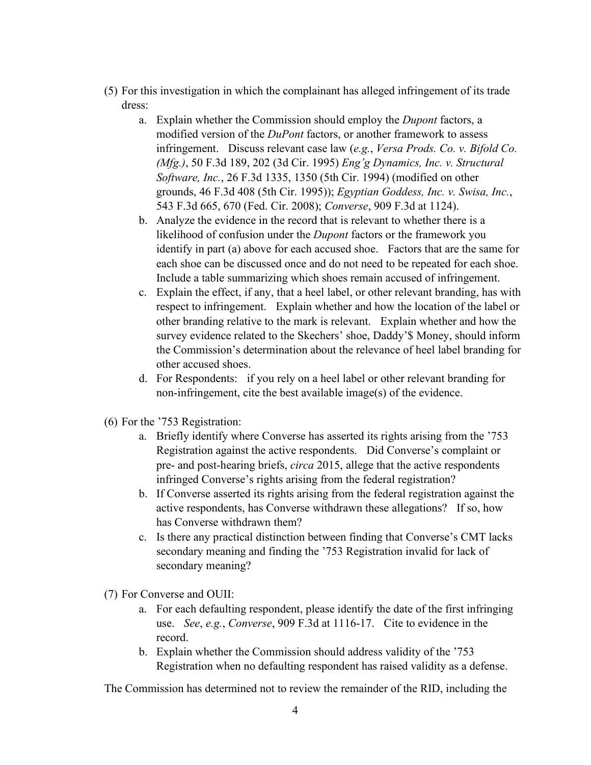(5) For this investigation in which the complainant has alleged infringement of its trade dress:

   a. Explain whether the Commission should employ the *Dupont* factors, a modified version of the *DuPont* factors, or another framework to assess infringement. Discuss relevant case law (*e.g.*, *Versa Prods. Co. v. Bifold Co. (Mfg.)*, 50 F.3d 189, 202 (3d Cir. 1995) *Eng'g Dynamics, Inc. v. Structural Software, Inc.*, 26 F.3d 1335, 1350 (5th Cir. 1994) (modified on other grounds, 46 F.3d 408 (5th Cir. 1995)); *Egyptian Goddess, Inc. v. Swisa, Inc.*, 543 F.3d 665, 670 (Fed. Cir. 2008); *Converse*, 909 F.3d at 1124).

   b. Analyze the evidence in the record that is relevant to whether there is a likelihood of confusion under the *Dupont* factors or the framework you identify in part (a) above for each accused shoe. Factors that are the same for each shoe can be discussed once and do not need to be repeated for each shoe. Include a table summarizing which shoes remain accused of infringement.

   c. Explain the effect, if any, that a heel label, or other relevant branding, has with respect to infringement. Explain whether and how the location of the label or other branding relative to the mark is relevant. Explain whether and how the survey evidence related to the Skechers' shoe, Daddy'$ Money, should inform the Commission's determination about the relevance of heel label branding for other accused shoes.

   d. For Respondents: if you rely on a heel label or other relevant branding for non-infringement, cite the best available image(s) of the evidence.

(6) For the '753 Registration:

   a. Briefly identify where Converse has asserted its rights arising from the '753 Registration against the active respondents. Did Converse's complaint or pre- and post-hearing briefs, *circa* 2015, allege that the active respondents infringed Converse's rights arising from the federal registration?

   b. If Converse asserted its rights arising from the federal registration against the active respondents, has Converse withdrawn these allegations? If so, how has Converse withdrawn them?

   c. Is there any practical distinction between finding that Converse's CMT lacks secondary meaning and finding the '753 Registration invalid for lack of secondary meaning?

(7) For Converse and OUII:

   a. For each defaulting respondent, please identify the date of the first infringing use. *See*, *e.g.*, *Converse*, 909 F.3d at 1116-17. Cite to evidence in the record.

   b. Explain whether the Commission should address validity of the '753 Registration when no defaulting respondent has raised validity as a defense.

The Commission has determined not to review the remainder of the RID, including the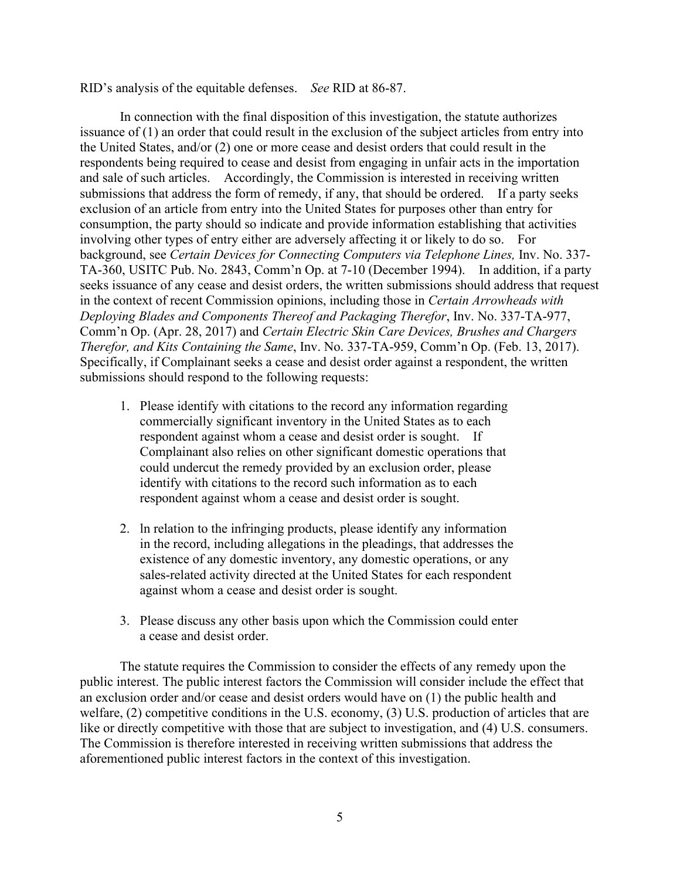RID's analysis of the equitable defenses. *See* RID at 86-87.

In connection with the final disposition of this investigation, the statute authorizes issuance of (1) an order that could result in the exclusion of the subject articles from entry into the United States, and/or (2) one or more cease and desist orders that could result in the respondents being required to cease and desist from engaging in unfair acts in the importation and sale of such articles. Accordingly, the Commission is interested in receiving written submissions that address the form of remedy, if any, that should be ordered. If a party seeks exclusion of an article from entry into the United States for purposes other than entry for consumption, the party should so indicate and provide information establishing that activities involving other types of entry either are adversely affecting it or likely to do so. For background, see *Certain Devices for Connecting Computers via Telephone Lines,* Inv. No. 337-TA-360, USITC Pub. No. 2843, Comm'n Op. at 7-10 (December 1994). In addition, if a party seeks issuance of any cease and desist orders, the written submissions should address that request in the context of recent Commission opinions, including those in *Certain Arrowheads with Deploying Blades and Components Thereof and Packaging Therefor*, Inv. No. 337-TA-977, Comm'n Op. (Apr. 28, 2017) and *Certain Electric Skin Care Devices, Brushes and Chargers Therefor, and Kits Containing the Same*, Inv. No. 337-TA-959, Comm'n Op. (Feb. 13, 2017). Specifically, if Complainant seeks a cease and desist order against a respondent, the written submissions should respond to the following requests:

1. Please identify with citations to the record any information regarding commercially significant inventory in the United States as to each respondent against whom a cease and desist order is sought. If Complainant also relies on other significant domestic operations that could undercut the remedy provided by an exclusion order, please identify with citations to the record such information as to each respondent against whom a cease and desist order is sought.

2. ln relation to the infringing products, please identify any information in the record, including allegations in the pleadings, that addresses the existence of any domestic inventory, any domestic operations, or any sales-related activity directed at the United States for each respondent against whom a cease and desist order is sought.

3. Please discuss any other basis upon which the Commission could enter a cease and desist order.

The statute requires the Commission to consider the effects of any remedy upon the public interest. The public interest factors the Commission will consider include the effect that an exclusion order and/or cease and desist orders would have on (1) the public health and welfare, (2) competitive conditions in the U.S. economy, (3) U.S. production of articles that are like or directly competitive with those that are subject to investigation, and (4) U.S. consumers. The Commission is therefore interested in receiving written submissions that address the aforementioned public interest factors in the context of this investigation.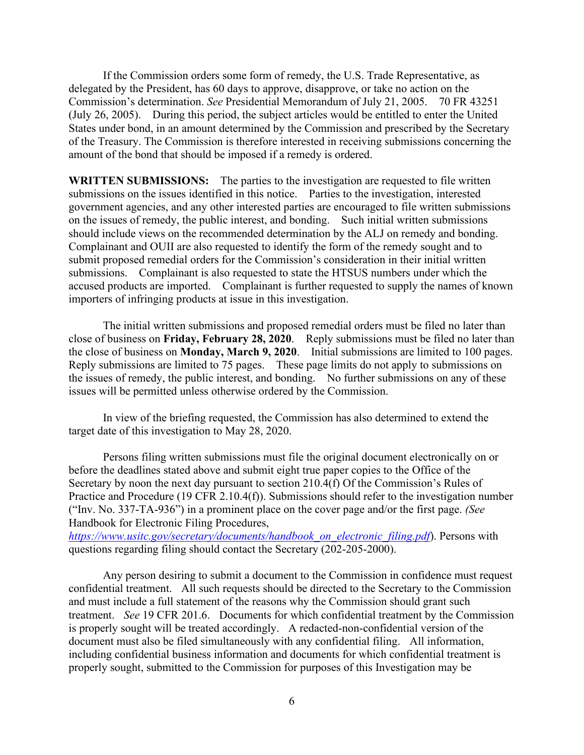If the Commission orders some form of remedy, the U.S. Trade Representative, as delegated by the President, has 60 days to approve, disapprove, or take no action on the Commission's determination. *See* Presidential Memorandum of July 21, 2005. 70 FR 43251 (July 26, 2005). During this period, the subject articles would be entitled to enter the United States under bond, in an amount determined by the Commission and prescribed by the Secretary of the Treasury. The Commission is therefore interested in receiving submissions concerning the amount of the bond that should be imposed if a remedy is ordered.

**WRITTEN SUBMISSIONS:** The parties to the investigation are requested to file written submissions on the issues identified in this notice. Parties to the investigation, interested government agencies, and any other interested parties are encouraged to file written submissions on the issues of remedy, the public interest, and bonding. Such initial written submissions should include views on the recommended determination by the ALJ on remedy and bonding. Complainant and OUII are also requested to identify the form of the remedy sought and to submit proposed remedial orders for the Commission's consideration in their initial written submissions. Complainant is also requested to state the HTSUS numbers under which the accused products are imported. Complainant is further requested to supply the names of known importers of infringing products at issue in this investigation.

The initial written submissions and proposed remedial orders must be filed no later than close of business on **Friday, February 28, 2020**. Reply submissions must be filed no later than the close of business on **Monday, March 9, 2020**. Initial submissions are limited to 100 pages. Reply submissions are limited to 75 pages. These page limits do not apply to submissions on the issues of remedy, the public interest, and bonding. No further submissions on any of these issues will be permitted unless otherwise ordered by the Commission.

In view of the briefing requested, the Commission has also determined to extend the target date of this investigation to May 28, 2020.

Persons filing written submissions must file the original document electronically on or before the deadlines stated above and submit eight true paper copies to the Office of the Secretary by noon the next day pursuant to section 210.4(f) Of the Commission's Rules of Practice and Procedure (19 CFR 2.10.4(f)). Submissions should refer to the investigation number ("Inv. No. 337-TA-936") in a prominent place on the cover page and/or the first page. *(See* Handbook for Electronic Filing Procedures, *https://www.usitc.gov/secretary/documents/handbook_on_electronic_filing.pdf*). Persons with questions regarding filing should contact the Secretary (202-205-2000).

Any person desiring to submit a document to the Commission in confidence must request confidential treatment. All such requests should be directed to the Secretary to the Commission and must include a full statement of the reasons why the Commission should grant such treatment. *See* 19 CFR 201.6. Documents for which confidential treatment by the Commission is properly sought will be treated accordingly. A redacted-non-confidential version of the document must also be filed simultaneously with any confidential filing. All information, including confidential business information and documents for which confidential treatment is properly sought, submitted to the Commission for purposes of this Investigation may be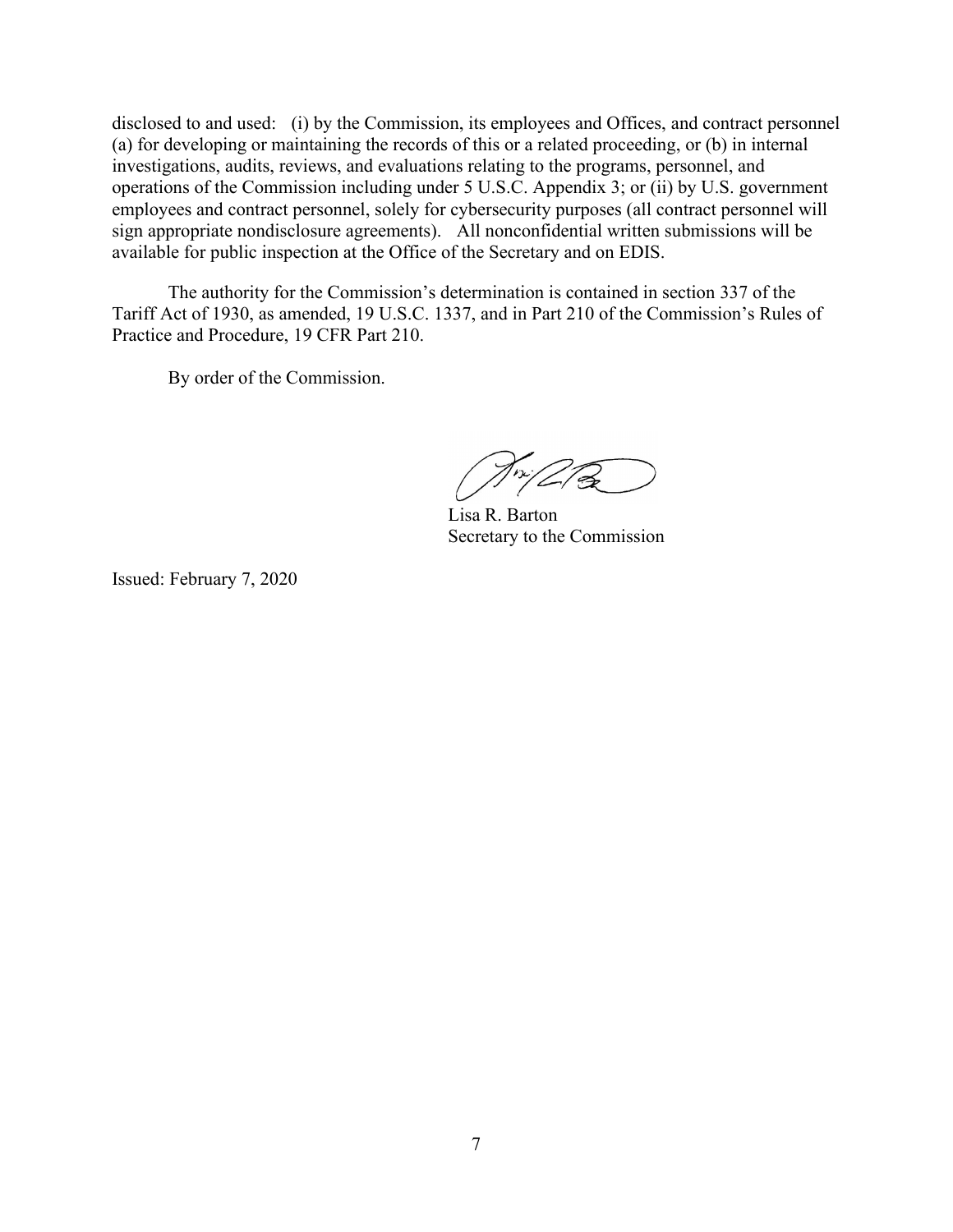disclosed to and used: (i) by the Commission, its employees and Offices, and contract personnel (a) for developing or maintaining the records of this or a related proceeding, or (b) in internal investigations, audits, reviews, and evaluations relating to the programs, personnel, and operations of the Commission including under 5 U.S.C. Appendix 3; or (ii) by U.S. government employees and contract personnel, solely for cybersecurity purposes (all contract personnel will sign appropriate nondisclosure agreements). All nonconfidential written submissions will be available for public inspection at the Office of the Secretary and on EDIS.

The authority for the Commission's determination is contained in section 337 of the Tariff Act of 1930, as amended, 19 U.S.C. 1337, and in Part 210 of the Commission's Rules of Practice and Procedure, 19 CFR Part 210.

By order of the Commission.

Lisa R. Barton
Secretary to the Commission

Issued: February 7, 2020